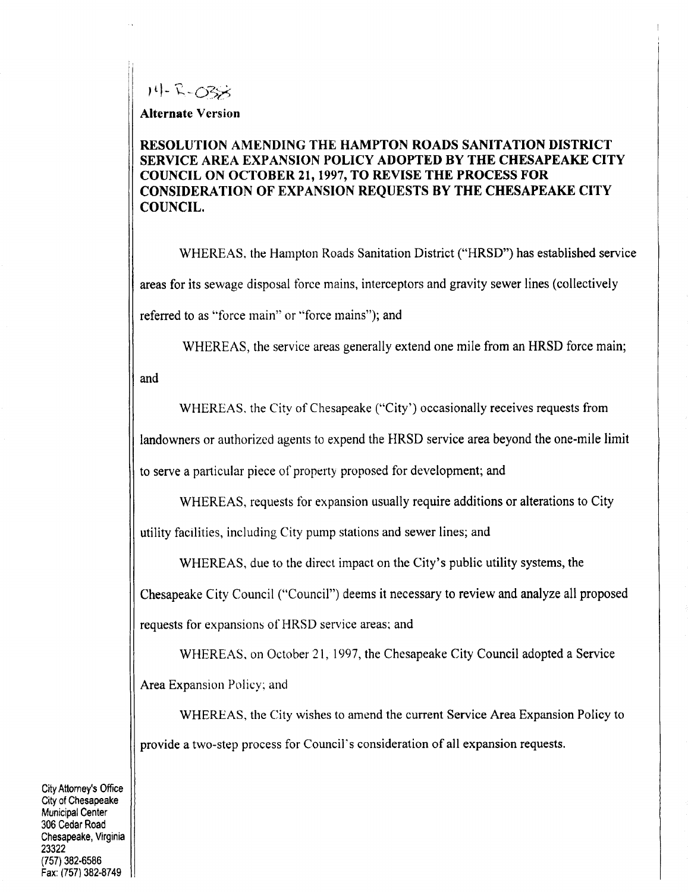14-R-038

**Alternate Version**

**RESOLUTION AMENDING THE HAMPTON ROADS SANITATION DISTRICT SERVICE AREA EXPANSION POLICY ADOPTED BY THE CHESAPEAKE CITY COUNCIL ON OCTOBER 21, 1997, TO REVISE THE PROCESS FOR CONSIDERATION OF EXPANSION REQUESTS BY THE CHESAPEAKE CITY COUNCIL.**

WHEREAS, the Hampton Roads Sanitation District ("HRSD") has established service areas for its sewage disposal force mains, interceptors and gravity sewer lines (collectively referred to as "force main" or "force mains"); and

WHEREAS, the service areas generally extend one mile from an HRSD force main; and

WHEREAS, the City of Chesapeake ("City') occasionally receives requests from landowners or authorized agents to expend the HRSD service area beyond the one-mile limit to serve a particular piece of property proposed for development; and

WHEREAS, requests for expansion usually require additions or alterations to City utility facilities, including City pump stations and sewer lines; and

WHEREAS, due to the direct impact on the City's public utility systems, the Chesapeake City Council ("Council") deems it necessary to review and analyze all proposed requests for expansions of HRSD service areas; and

WHEREAS, on October 21, 1997, the Chesapeake City Council adopted a Service Area Expansion Policy; and

WHEREAS, the City wishes to amend the current Service Area Expansion Policy to provide a two-step process for Council's consideration of all expansion requests.

City Attorney's Office
City of Chesapeake
Municipal Center
306 Cedar Road
Chesapeake, Virginia
23322
(757) 382-6586
Fax: (757) 382-8749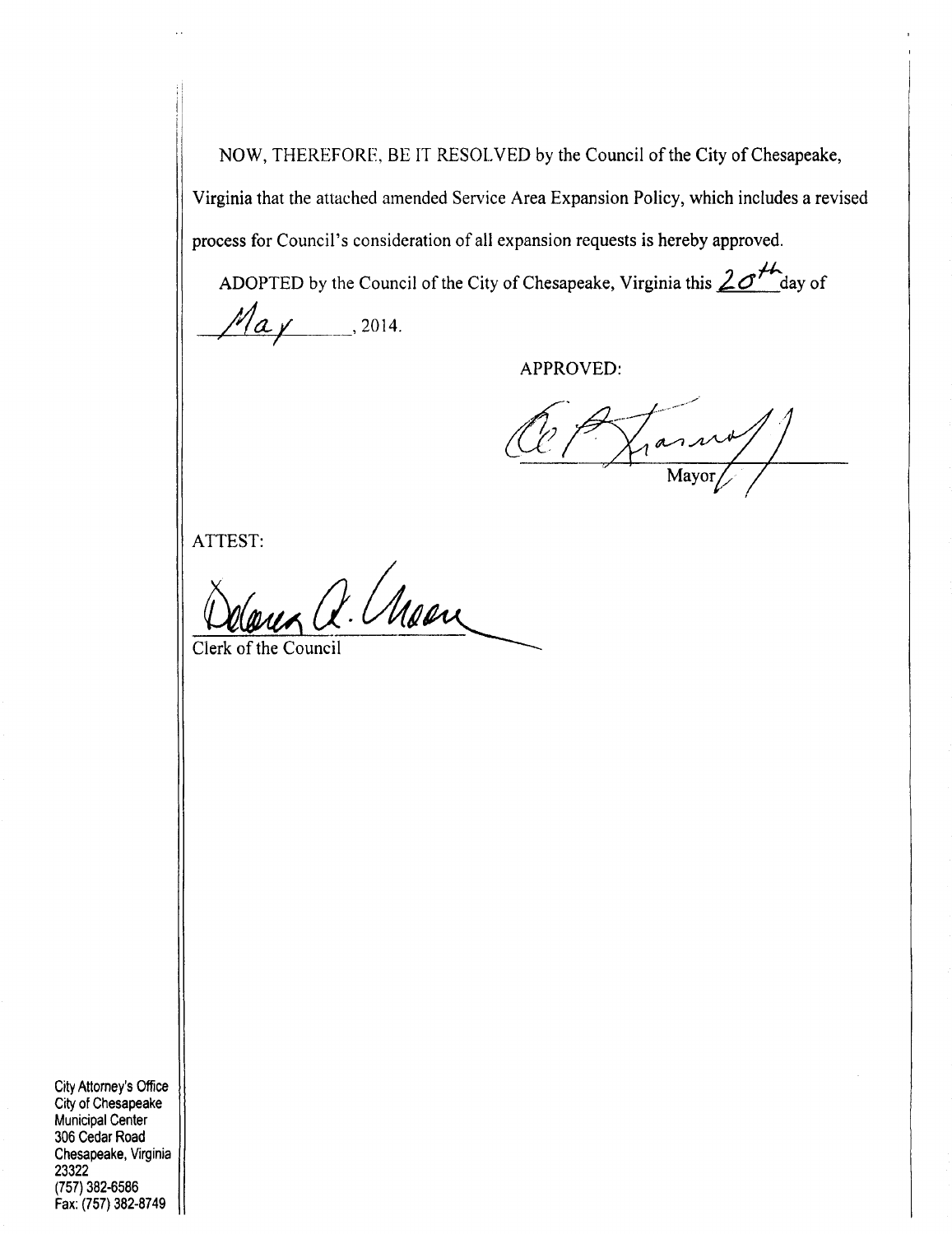NOW, THEREFORE, BE IT RESOLVED by the Council of the City of Chesapeake, Virginia that the attached amended Service Area Expansion Policy, which includes a revised process for Council's consideration of all expansion requests is hereby approved.

ADOPTED by the Council of the City of Chesapeake, Virginia this 20th day of May, 2014.

APPROVED:

Mayor

ATTEST:

Clerk of the Council

City Attorney's Office
City of Chesapeake
Municipal Center
306 Cedar Road
Chesapeake, Virginia
23322
(757) 382-6586
Fax: (757) 382-8749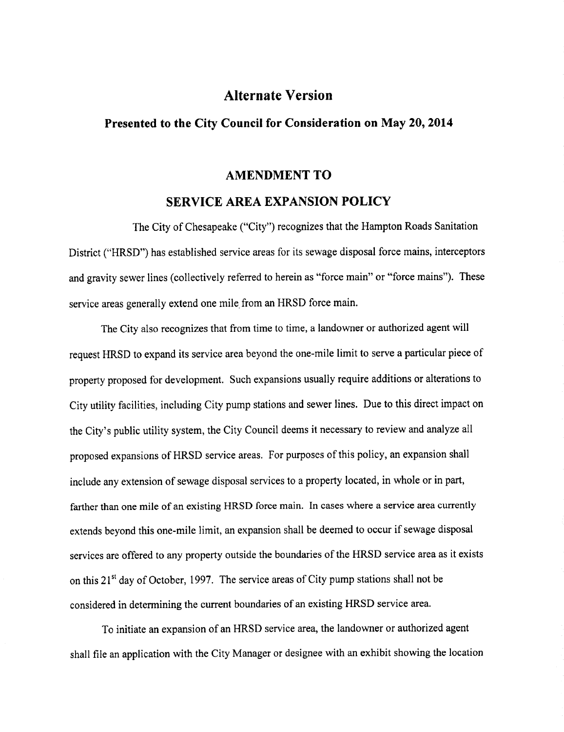# Alternate Version

## Presented to the City Council for Consideration on May 20, 2014

## AMENDMENT TO

## SERVICE AREA EXPANSION POLICY

The City of Chesapeake ("City") recognizes that the Hampton Roads Sanitation District ("HRSD") has established service areas for its sewage disposal force mains, interceptors and gravity sewer lines (collectively referred to herein as "force main" or "force mains"). These service areas generally extend one mile from an HRSD force main.

The City also recognizes that from time to time, a landowner or authorized agent will request HRSD to expand its service area beyond the one-mile limit to serve a particular piece of property proposed for development. Such expansions usually require additions or alterations to City utility facilities, including City pump stations and sewer lines. Due to this direct impact on the City's public utility system, the City Council deems it necessary to review and analyze all proposed expansions of HRSD service areas. For purposes of this policy, an expansion shall include any extension of sewage disposal services to a property located, in whole or in part, farther than one mile of an existing HRSD force main. In cases where a service area currently extends beyond this one-mile limit, an expansion shall be deemed to occur if sewage disposal services are offered to any property outside the boundaries of the HRSD service area as it exists on this 21st day of October, 1997. The service areas of City pump stations shall not be considered in determining the current boundaries of an existing HRSD service area.

To initiate an expansion of an HRSD service area, the landowner or authorized agent shall file an application with the City Manager or designee with an exhibit showing the location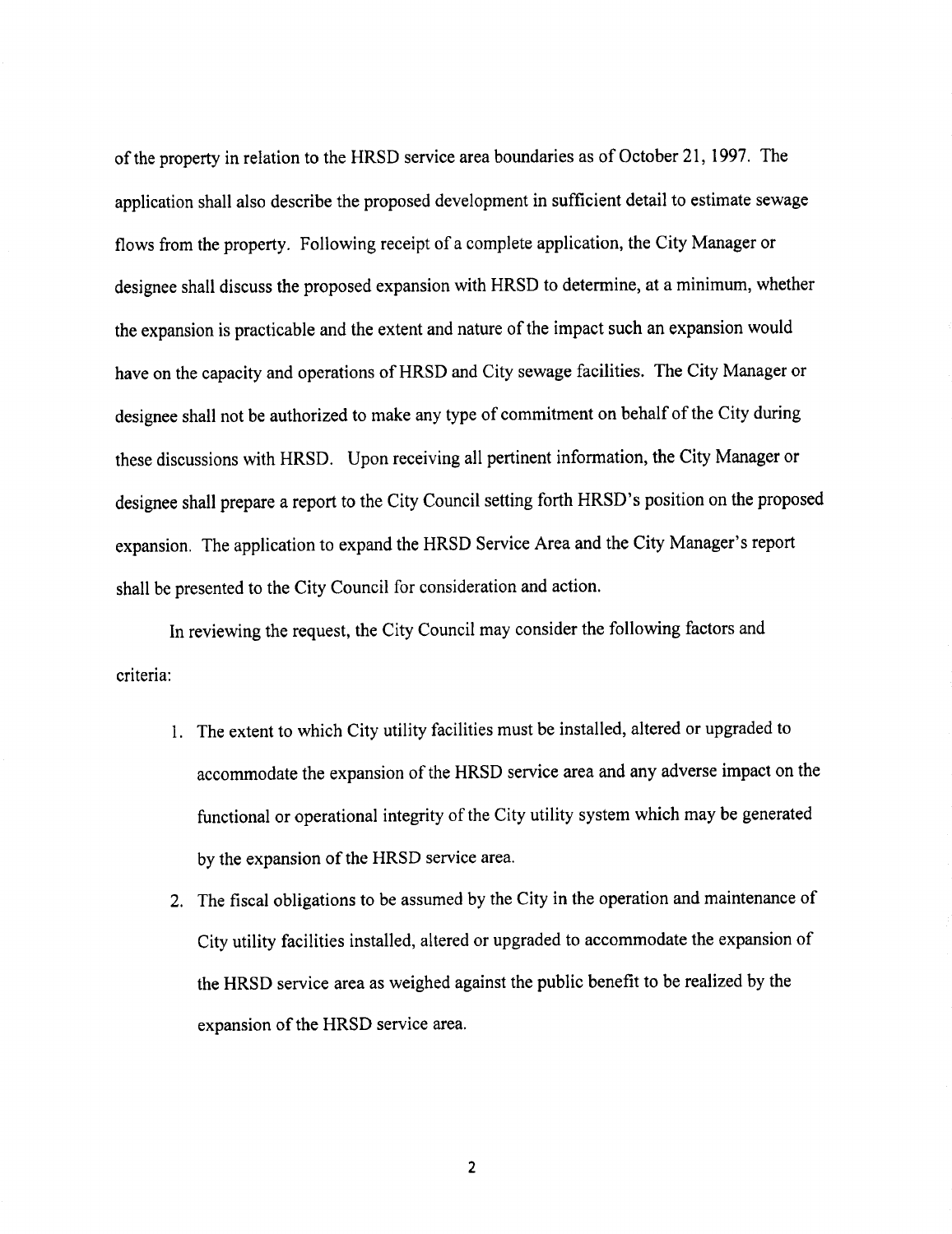of the property in relation to the HRSD service area boundaries as of October 21, 1997. The application shall also describe the proposed development in sufficient detail to estimate sewage flows from the property. Following receipt of a complete application, the City Manager or designee shall discuss the proposed expansion with HRSD to determine, at a minimum, whether the expansion is practicable and the extent and nature of the impact such an expansion would have on the capacity and operations of HRSD and City sewage facilities. The City Manager or designee shall not be authorized to make any type of commitment on behalf of the City during these discussions with HRSD. Upon receiving all pertinent information, the City Manager or designee shall prepare a report to the City Council setting forth HRSD's position on the proposed expansion. The application to expand the HRSD Service Area and the City Manager's report shall be presented to the City Council for consideration and action.

In reviewing the request, the City Council may consider the following factors and criteria:

1. The extent to which City utility facilities must be installed, altered or upgraded to accommodate the expansion of the HRSD service area and any adverse impact on the functional or operational integrity of the City utility system which may be generated by the expansion of the HRSD service area.
2. The fiscal obligations to be assumed by the City in the operation and maintenance of City utility facilities installed, altered or upgraded to accommodate the expansion of the HRSD service area as weighed against the public benefit to be realized by the expansion of the HRSD service area.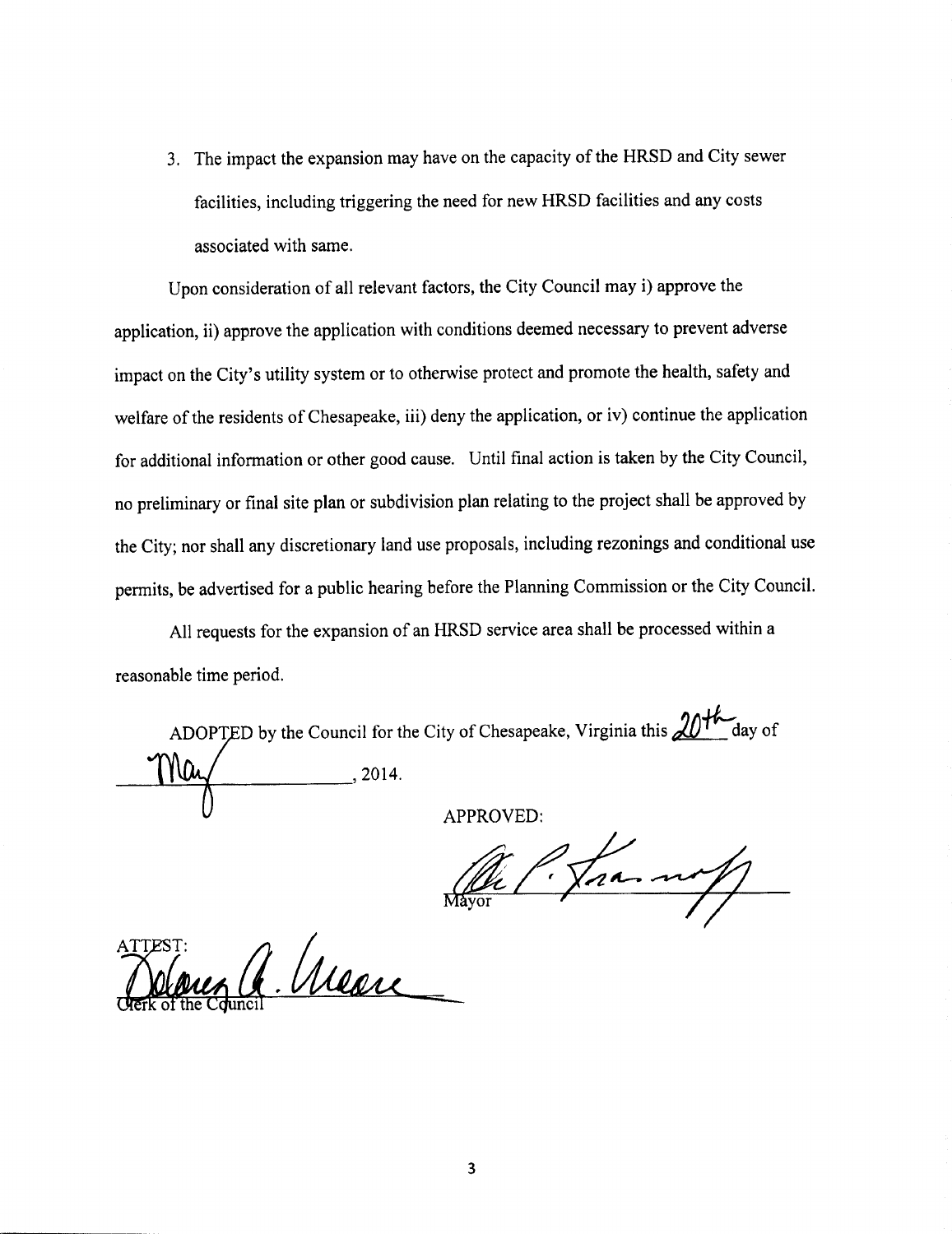3. The impact the expansion may have on the capacity of the HRSD and City sewer facilities, including triggering the need for new HRSD facilities and any costs associated with same.

Upon consideration of all relevant factors, the City Council may i) approve the application, ii) approve the application with conditions deemed necessary to prevent adverse impact on the City's utility system or to otherwise protect and promote the health, safety and welfare of the residents of Chesapeake, iii) deny the application, or iv) continue the application for additional information or other good cause. Until final action is taken by the City Council, no preliminary or final site plan or subdivision plan relating to the project shall be approved by the City; nor shall any discretionary land use proposals, including rezonings and conditional use permits, be advertised for a public hearing before the Planning Commission or the City Council.

All requests for the expansion of an HRSD service area shall be processed within a reasonable time period.

ADOPTED by the Council for the City of Chesapeake, Virginia this 20th day of May, 2014.

APPROVED:

Mayor

ATTEST:

Clerk of the Council